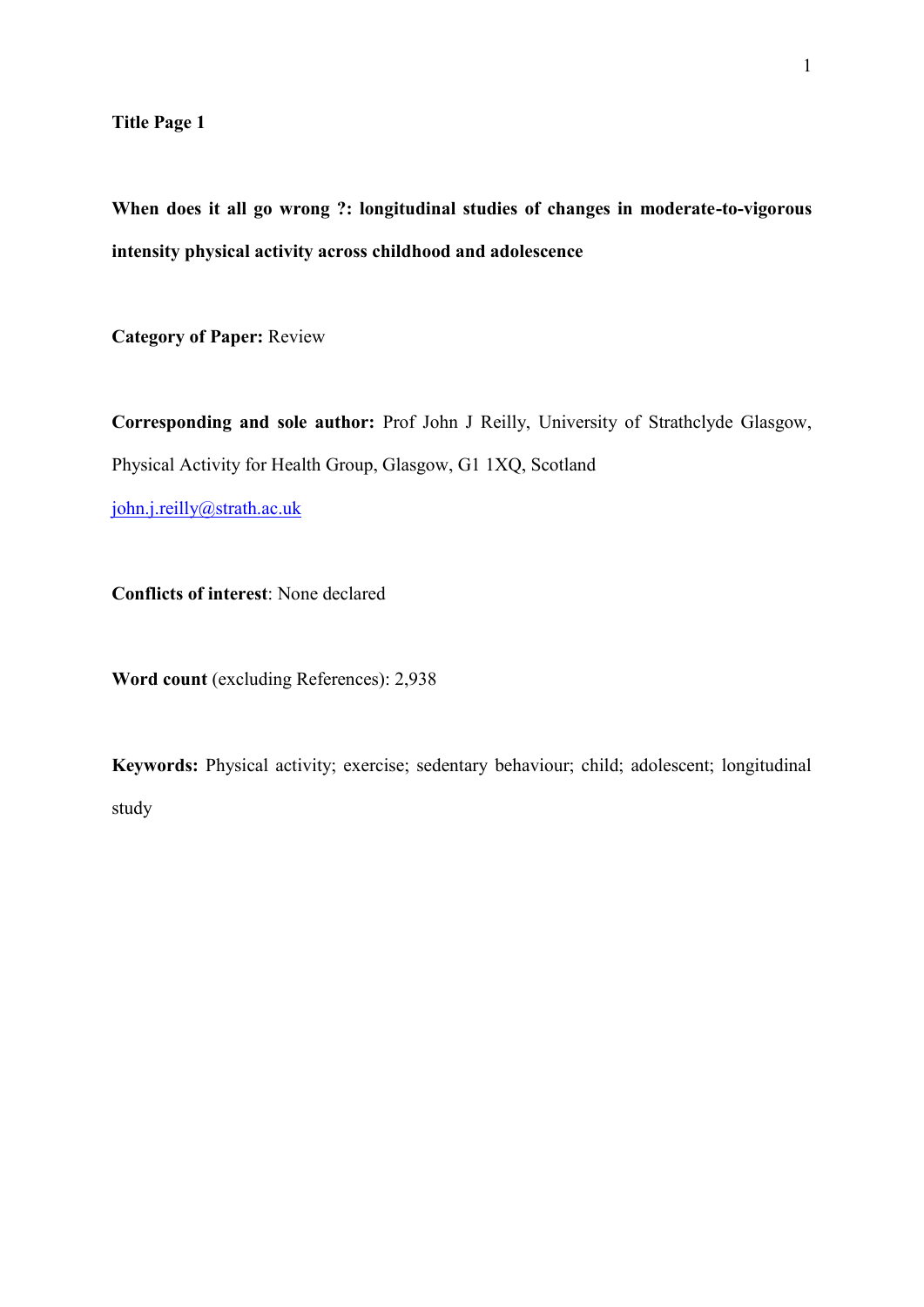**Title Page 1**

# When does it all go wrong ?: longitudinal studies of changes in moderate-to-vigorous intensity physical activity across childhood and adolescence

**Category of Paper:** Review

**Corresponding and sole author:** Prof John J Reilly, University of Strathclyde Glasgow, Physical Activity for Health Group, Glasgow, G1 1XQ, Scotland

john.j.reilly@strath.ac.uk

**Conflicts of interest**: None declared

**Word count** (excluding References): 2,938

**Keywords:** Physical activity; exercise; sedentary behaviour; child; adolescent; longitudinal study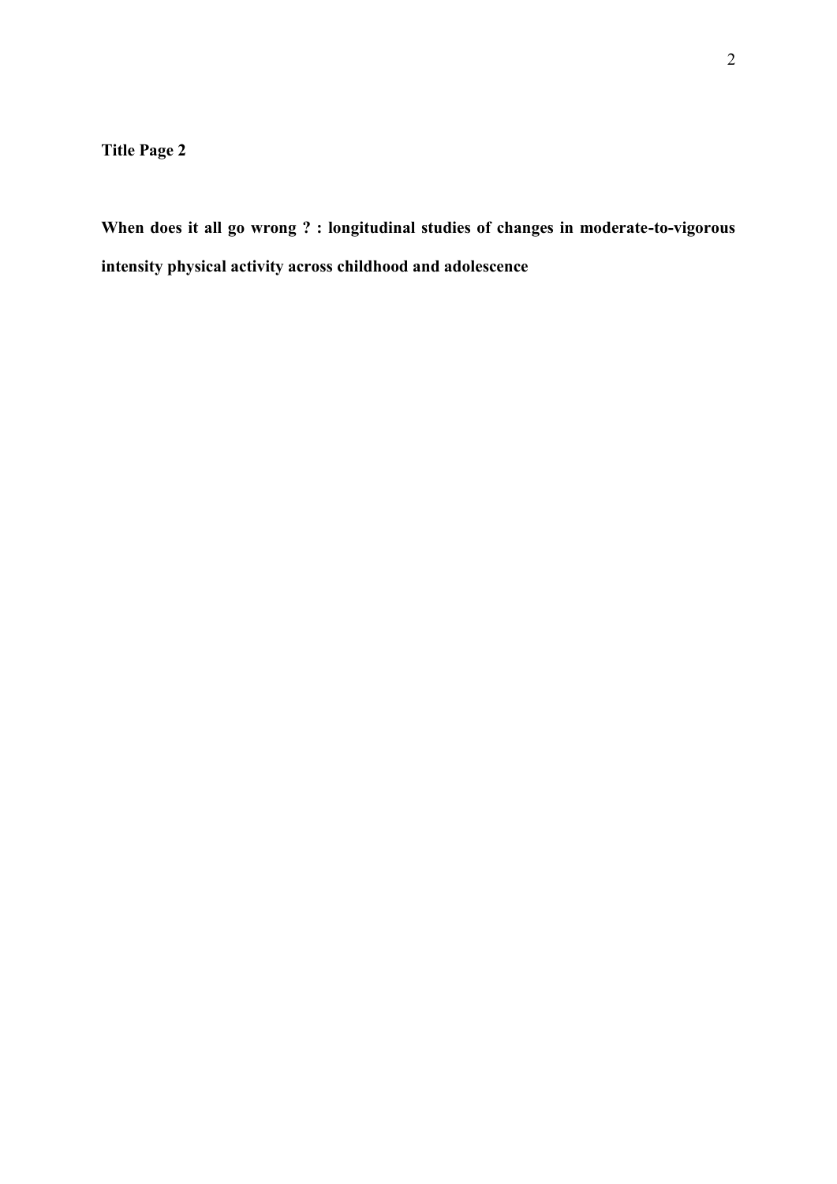**Title Page 2**

**When does it all go wrong ? : longitudinal studies of changes in moderate-to-vigorous intensity physical activity across childhood and adolescence**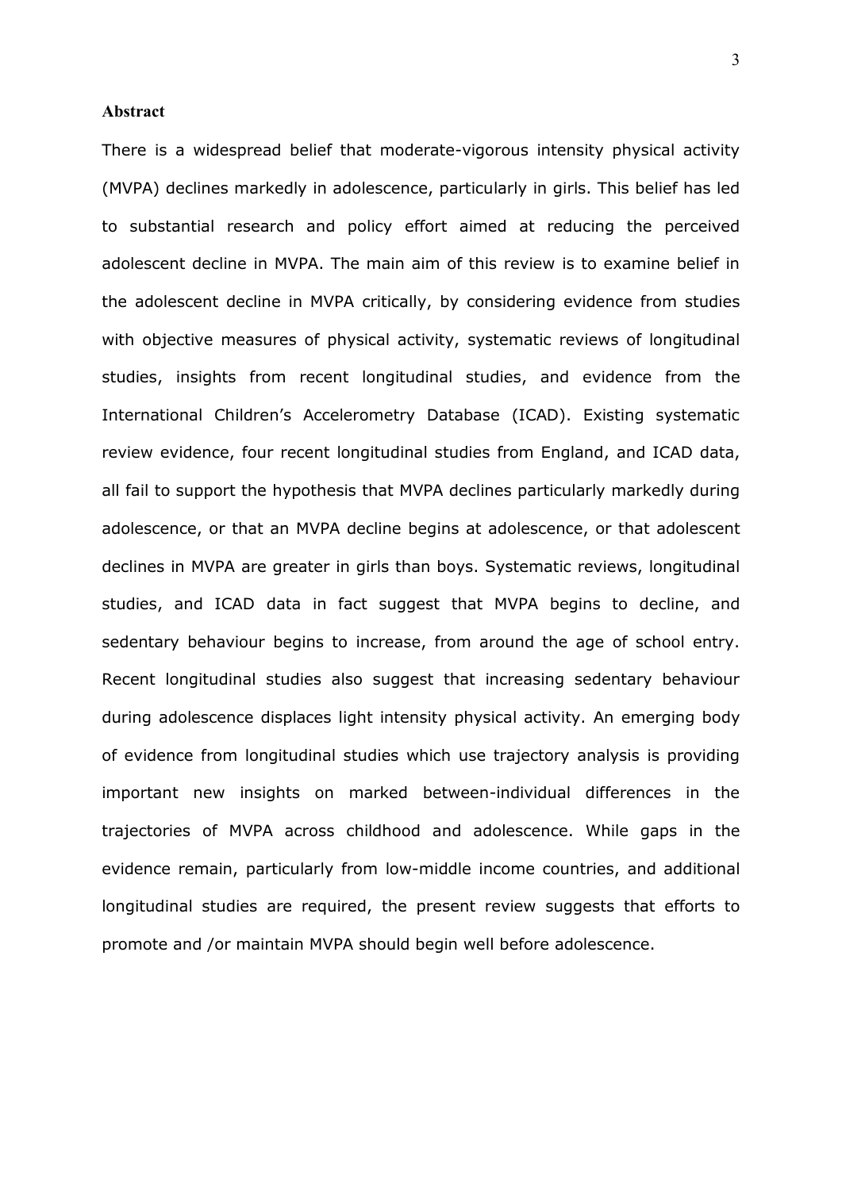## Abstract

There is a widespread belief that moderate-vigorous intensity physical activity (MVPA) declines markedly in adolescence, particularly in girls. This belief has led to substantial research and policy effort aimed at reducing the perceived adolescent decline in MVPA. The main aim of this review is to examine belief in the adolescent decline in MVPA critically, by considering evidence from studies with objective measures of physical activity, systematic reviews of longitudinal studies, insights from recent longitudinal studies, and evidence from the International Children's Accelerometry Database (ICAD). Existing systematic review evidence, four recent longitudinal studies from England, and ICAD data, all fail to support the hypothesis that MVPA declines particularly markedly during adolescence, or that an MVPA decline begins at adolescence, or that adolescent declines in MVPA are greater in girls than boys. Systematic reviews, longitudinal studies, and ICAD data in fact suggest that MVPA begins to decline, and sedentary behaviour begins to increase, from around the age of school entry. Recent longitudinal studies also suggest that increasing sedentary behaviour during adolescence displaces light intensity physical activity. An emerging body of evidence from longitudinal studies which use trajectory analysis is providing important new insights on marked between-individual differences in the trajectories of MVPA across childhood and adolescence. While gaps in the evidence remain, particularly from low-middle income countries, and additional longitudinal studies are required, the present review suggests that efforts to promote and /or maintain MVPA should begin well before adolescence.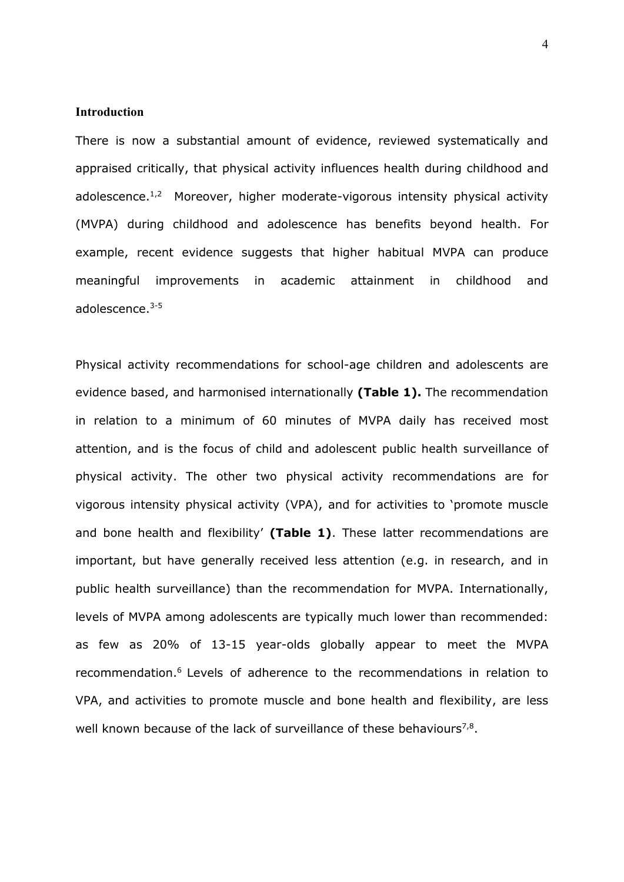## Introduction

There is now a substantial amount of evidence, reviewed systematically and appraised critically, that physical activity influences health during childhood and adolescence.[1,2] Moreover, higher moderate-vigorous intensity physical activity (MVPA) during childhood and adolescence has benefits beyond health. For example, recent evidence suggests that higher habitual MVPA can produce meaningful improvements in academic attainment in childhood and adolescence.[3-5]

Physical activity recommendations for school-age children and adolescents are evidence based, and harmonised internationally **(Table 1).** The recommendation in relation to a minimum of 60 minutes of MVPA daily has received most attention, and is the focus of child and adolescent public health surveillance of physical activity. The other two physical activity recommendations are for vigorous intensity physical activity (VPA), and for activities to 'promote muscle and bone health and flexibility' **(Table 1)**. These latter recommendations are important, but have generally received less attention (e.g. in research, and in public health surveillance) than the recommendation for MVPA. Internationally, levels of MVPA among adolescents are typically much lower than recommended: as few as 20% of 13-15 year-olds globally appear to meet the MVPA recommendation.[6] Levels of adherence to the recommendations in relation to VPA, and activities to promote muscle and bone health and flexibility, are less well known because of the lack of surveillance of these behaviours[7,8].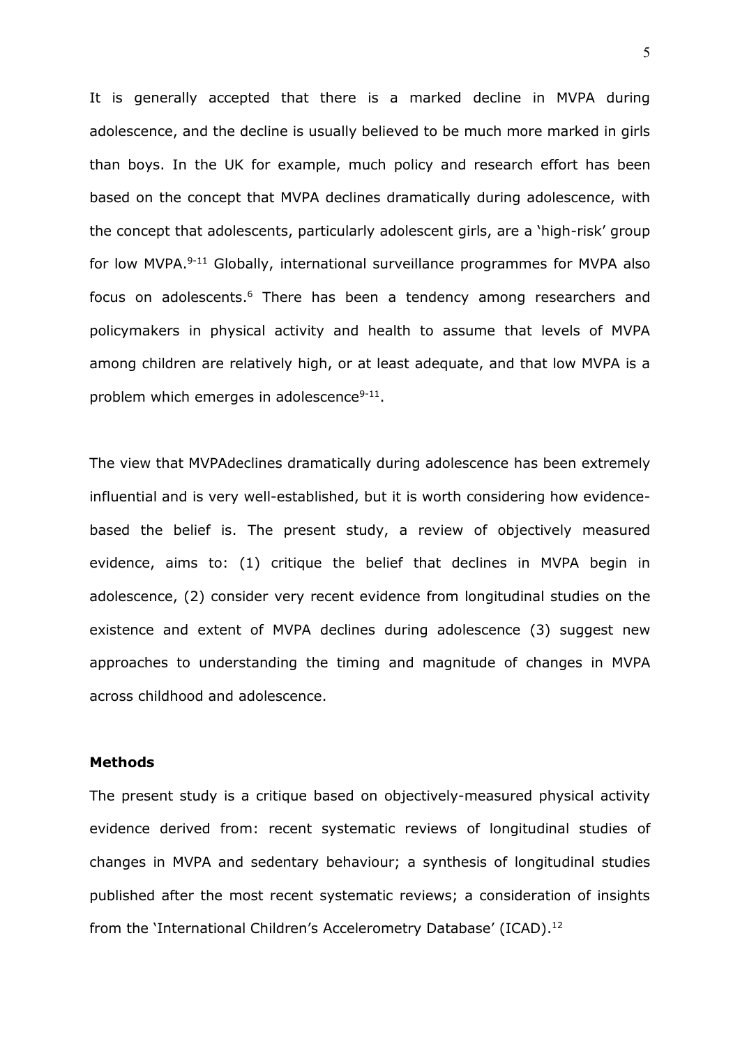It is generally accepted that there is a marked decline in MVPA during adolescence, and the decline is usually believed to be much more marked in girls than boys. In the UK for example, much policy and research effort has been based on the concept that MVPA declines dramatically during adolescence, with the concept that adolescents, particularly adolescent girls, are a 'high-risk' group for low MVPA.[9-11] Globally, international surveillance programmes for MVPA also focus on adolescents.[6] There has been a tendency among researchers and policymakers in physical activity and health to assume that levels of MVPA among children are relatively high, or at least adequate, and that low MVPA is a problem which emerges in adolescence[9-11].

The view that MVPAdeclines dramatically during adolescence has been extremely influential and is very well-established, but it is worth considering how evidence-based the belief is. The present study, a review of objectively measured evidence, aims to: (1) critique the belief that declines in MVPA begin in adolescence, (2) consider very recent evidence from longitudinal studies on the existence and extent of MVPA declines during adolescence (3) suggest new approaches to understanding the timing and magnitude of changes in MVPA across childhood and adolescence.

## Methods

The present study is a critique based on objectively-measured physical activity evidence derived from: recent systematic reviews of longitudinal studies of changes in MVPA and sedentary behaviour; a synthesis of longitudinal studies published after the most recent systematic reviews; a consideration of insights from the 'International Children's Accelerometry Database' (ICAD).[12]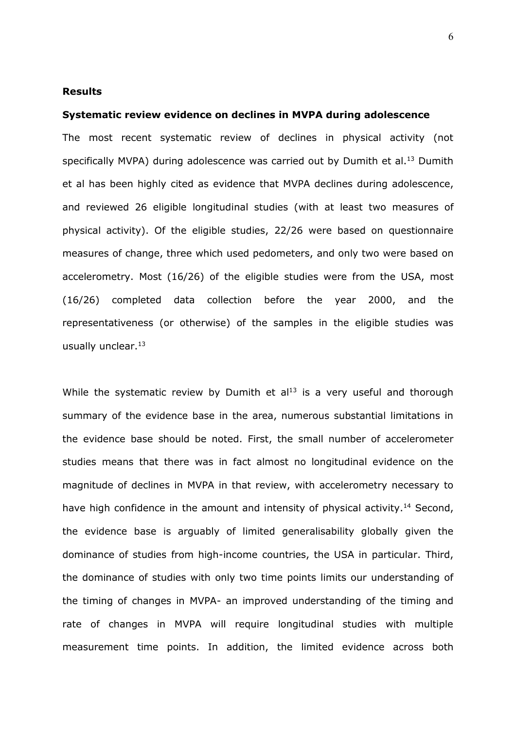## Results

### Systematic review evidence on declines in MVPA during adolescence

The most recent systematic review of declines in physical activity (not specifically MVPA) during adolescence was carried out by Dumith et al.[13] Dumith et al has been highly cited as evidence that MVPA declines during adolescence, and reviewed 26 eligible longitudinal studies (with at least two measures of physical activity). Of the eligible studies, 22/26 were based on questionnaire measures of change, three which used pedometers, and only two were based on accelerometry. Most (16/26) of the eligible studies were from the USA, most (16/26) completed data collection before the year 2000, and the representativeness (or otherwise) of the samples in the eligible studies was usually unclear.[13]

While the systematic review by Dumith et al[13] is a very useful and thorough summary of the evidence base in the area, numerous substantial limitations in the evidence base should be noted. First, the small number of accelerometer studies means that there was in fact almost no longitudinal evidence on the magnitude of declines in MVPA in that review, with accelerometry necessary to have high confidence in the amount and intensity of physical activity.[14] Second, the evidence base is arguably of limited generalisability globally given the dominance of studies from high-income countries, the USA in particular. Third, the dominance of studies with only two time points limits our understanding of the timing of changes in MVPA- an improved understanding of the timing and rate of changes in MVPA will require longitudinal studies with multiple measurement time points. In addition, the limited evidence across both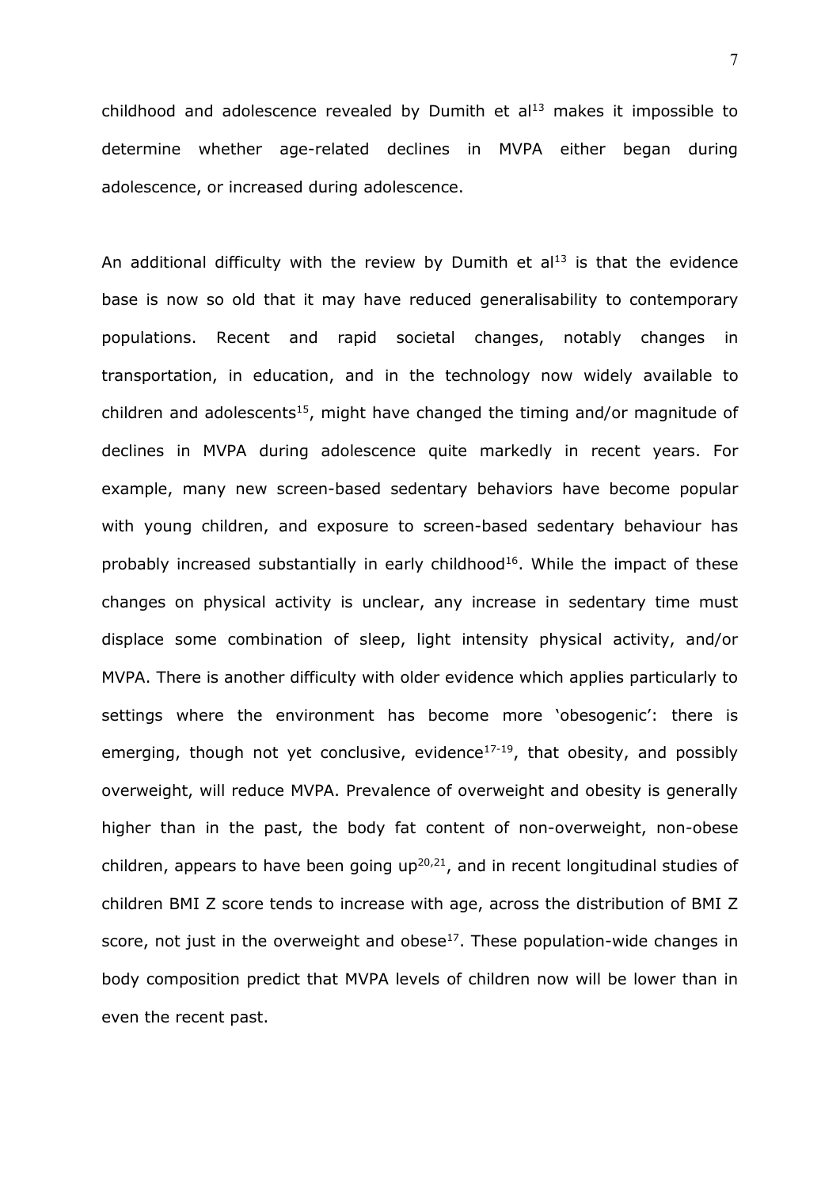childhood and adolescence revealed by Dumith et al[13] makes it impossible to determine whether age-related declines in MVPA either began during adolescence, or increased during adolescence.

An additional difficulty with the review by Dumith et al[13] is that the evidence base is now so old that it may have reduced generalisability to contemporary populations. Recent and rapid societal changes, notably changes in transportation, in education, and in the technology now widely available to children and adolescents[15], might have changed the timing and/or magnitude of declines in MVPA during adolescence quite markedly in recent years. For example, many new screen-based sedentary behaviors have become popular with young children, and exposure to screen-based sedentary behaviour has probably increased substantially in early childhood[16]. While the impact of these changes on physical activity is unclear, any increase in sedentary time must displace some combination of sleep, light intensity physical activity, and/or MVPA. There is another difficulty with older evidence which applies particularly to settings where the environment has become more 'obesogenic': there is emerging, though not yet conclusive, evidence[17-19], that obesity, and possibly overweight, will reduce MVPA. Prevalence of overweight and obesity is generally higher than in the past, the body fat content of non-overweight, non-obese children, appears to have been going up[20,21], and in recent longitudinal studies of children BMI Z score tends to increase with age, across the distribution of BMI Z score, not just in the overweight and obese[17]. These population-wide changes in body composition predict that MVPA levels of children now will be lower than in even the recent past.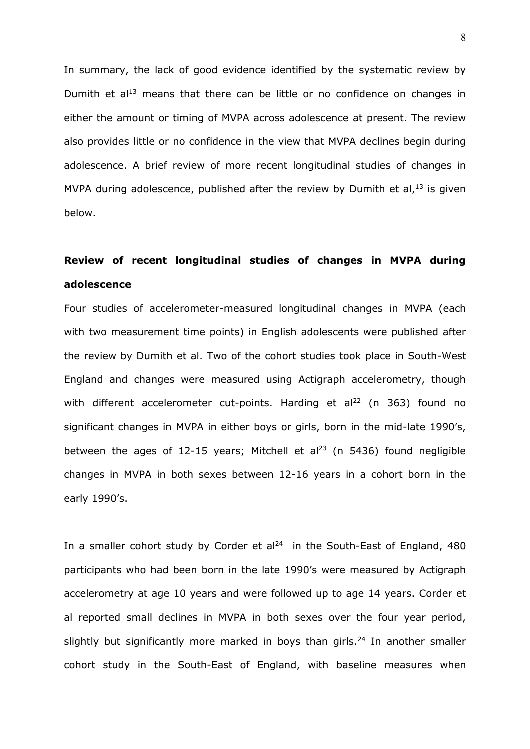In summary, the lack of good evidence identified by the systematic review by Dumith et al[13] means that there can be little or no confidence on changes in either the amount or timing of MVPA across adolescence at present. The review also provides little or no confidence in the view that MVPA declines begin during adolescence. A brief review of more recent longitudinal studies of changes in MVPA during adolescence, published after the review by Dumith et al,[13] is given below.

**Review of recent longitudinal studies of changes in MVPA during adolescence**

Four studies of accelerometer-measured longitudinal changes in MVPA (each with two measurement time points) in English adolescents were published after the review by Dumith et al. Two of the cohort studies took place in South-West England and changes were measured using Actigraph accelerometry, though with different accelerometer cut-points. Harding et al[22] (n 363) found no significant changes in MVPA in either boys or girls, born in the mid-late 1990's, between the ages of 12-15 years; Mitchell et al[23] (n 5436) found negligible changes in MVPA in both sexes between 12-16 years in a cohort born in the early 1990's.

In a smaller cohort study by Corder et al[24] in the South-East of England, 480 participants who had been born in the late 1990's were measured by Actigraph accelerometry at age 10 years and were followed up to age 14 years. Corder et al reported small declines in MVPA in both sexes over the four year period, slightly but significantly more marked in boys than girls.[24] In another smaller cohort study in the South-East of England, with baseline measures when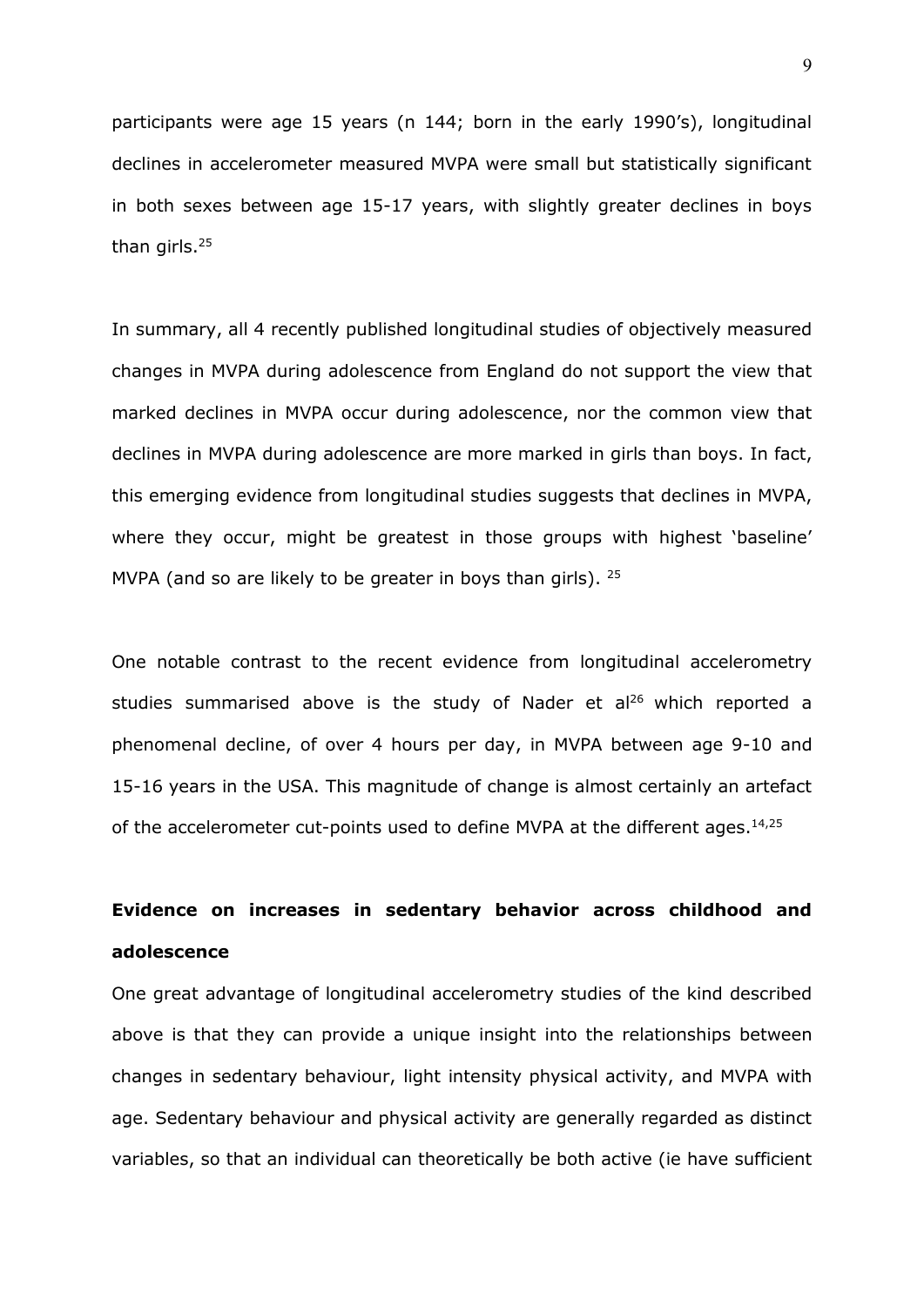participants were age 15 years (n 144; born in the early 1990's), longitudinal declines in accelerometer measured MVPA were small but statistically significant in both sexes between age 15-17 years, with slightly greater declines in boys than girls.[25]

In summary, all 4 recently published longitudinal studies of objectively measured changes in MVPA during adolescence from England do not support the view that marked declines in MVPA occur during adolescence, nor the common view that declines in MVPA during adolescence are more marked in girls than boys. In fact, this emerging evidence from longitudinal studies suggests that declines in MVPA, where they occur, might be greatest in those groups with highest 'baseline' MVPA (and so are likely to be greater in boys than girls). [25]

One notable contrast to the recent evidence from longitudinal accelerometry studies summarised above is the study of Nader et al[26] which reported a phenomenal decline, of over 4 hours per day, in MVPA between age 9-10 and 15-16 years in the USA. This magnitude of change is almost certainly an artefact of the accelerometer cut-points used to define MVPA at the different ages.[14,25]

**Evidence on increases in sedentary behavior across childhood and adolescence**

One great advantage of longitudinal accelerometry studies of the kind described above is that they can provide a unique insight into the relationships between changes in sedentary behaviour, light intensity physical activity, and MVPA with age. Sedentary behaviour and physical activity are generally regarded as distinct variables, so that an individual can theoretically be both active (ie have sufficient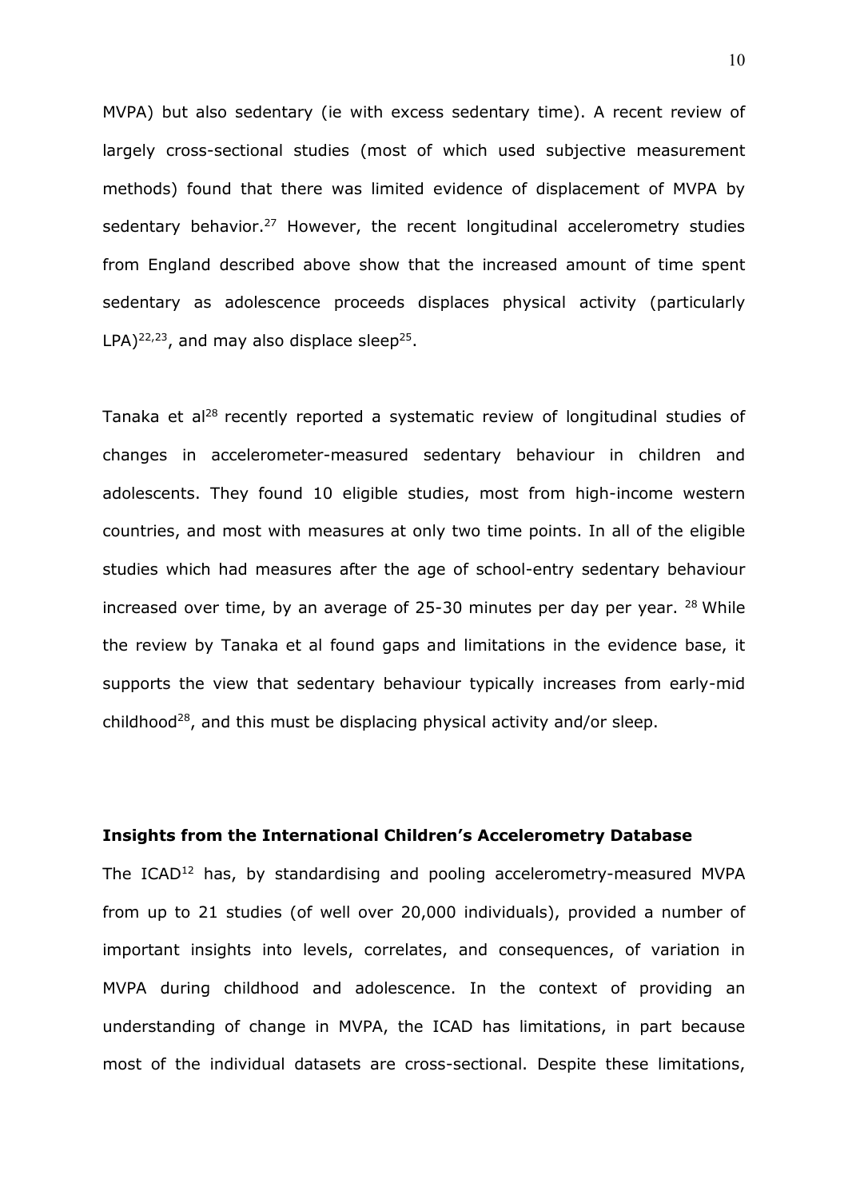MVPA) but also sedentary (ie with excess sedentary time). A recent review of largely cross-sectional studies (most of which used subjective measurement methods) found that there was limited evidence of displacement of MVPA by sedentary behavior.[27] However, the recent longitudinal accelerometry studies from England described above show that the increased amount of time spent sedentary as adolescence proceeds displaces physical activity (particularly LPA)[22,23], and may also displace sleep[25].

Tanaka et al[28] recently reported a systematic review of longitudinal studies of changes in accelerometer-measured sedentary behaviour in children and adolescents. They found 10 eligible studies, most from high-income western countries, and most with measures at only two time points. In all of the eligible studies which had measures after the age of school-entry sedentary behaviour increased over time, by an average of 25-30 minutes per day per year. [28] While the review by Tanaka et al found gaps and limitations in the evidence base, it supports the view that sedentary behaviour typically increases from early-mid childhood[28], and this must be displacing physical activity and/or sleep.

**Insights from the International Children's Accelerometry Database**

The ICAD[12] has, by standardising and pooling accelerometry-measured MVPA from up to 21 studies (of well over 20,000 individuals), provided a number of important insights into levels, correlates, and consequences, of variation in MVPA during childhood and adolescence. In the context of providing an understanding of change in MVPA, the ICAD has limitations, in part because most of the individual datasets are cross-sectional. Despite these limitations,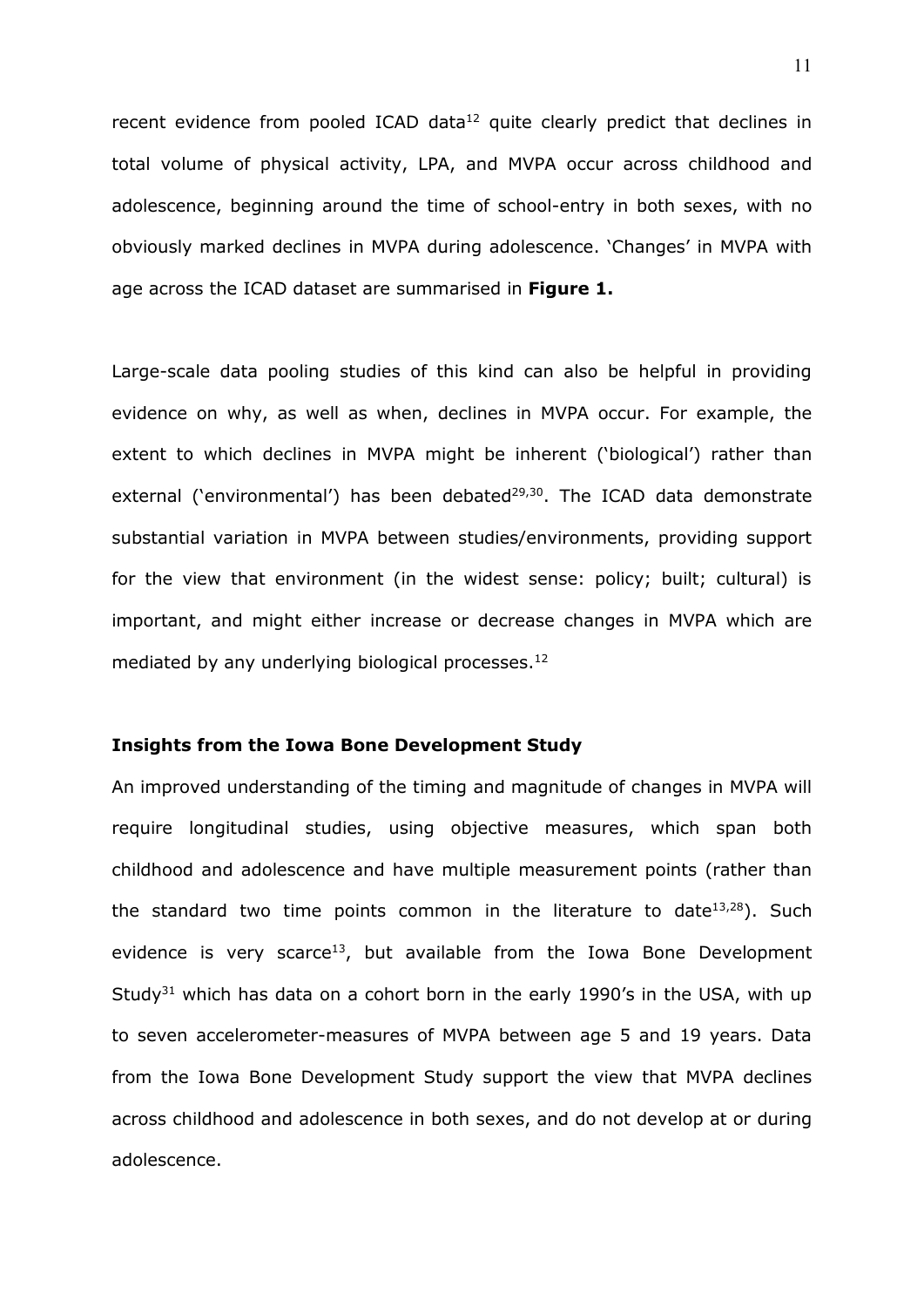recent evidence from pooled ICAD data[12] quite clearly predict that declines in total volume of physical activity, LPA, and MVPA occur across childhood and adolescence, beginning around the time of school-entry in both sexes, with no obviously marked declines in MVPA during adolescence. 'Changes' in MVPA with age across the ICAD dataset are summarised in **Figure 1.**

Large-scale data pooling studies of this kind can also be helpful in providing evidence on why, as well as when, declines in MVPA occur. For example, the extent to which declines in MVPA might be inherent ('biological') rather than external ('environmental') has been debated[29,30]. The ICAD data demonstrate substantial variation in MVPA between studies/environments, providing support for the view that environment (in the widest sense: policy; built; cultural) is important, and might either increase or decrease changes in MVPA which are mediated by any underlying biological processes.[12]

**Insights from the Iowa Bone Development Study**

An improved understanding of the timing and magnitude of changes in MVPA will require longitudinal studies, using objective measures, which span both childhood and adolescence and have multiple measurement points (rather than the standard two time points common in the literature to date[13,28]). Such evidence is very scarce[13], but available from the Iowa Bone Development Study[31] which has data on a cohort born in the early 1990's in the USA, with up to seven accelerometer-measures of MVPA between age 5 and 19 years. Data from the Iowa Bone Development Study support the view that MVPA declines across childhood and adolescence in both sexes, and do not develop at or during adolescence.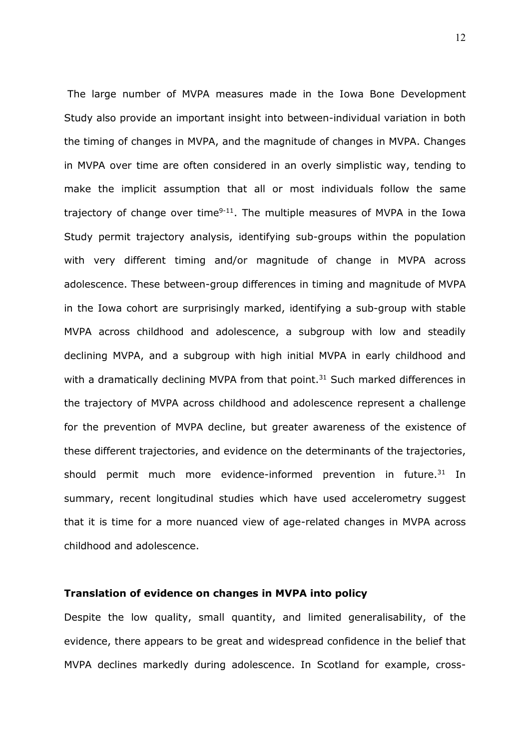The large number of MVPA measures made in the Iowa Bone Development Study also provide an important insight into between-individual variation in both the timing of changes in MVPA, and the magnitude of changes in MVPA. Changes in MVPA over time are often considered in an overly simplistic way, tending to make the implicit assumption that all or most individuals follow the same trajectory of change over time[9-11]. The multiple measures of MVPA in the Iowa Study permit trajectory analysis, identifying sub-groups within the population with very different timing and/or magnitude of change in MVPA across adolescence. These between-group differences in timing and magnitude of MVPA in the Iowa cohort are surprisingly marked, identifying a sub-group with stable MVPA across childhood and adolescence, a subgroup with low and steadily declining MVPA, and a subgroup with high initial MVPA in early childhood and with a dramatically declining MVPA from that point.[31] Such marked differences in the trajectory of MVPA across childhood and adolescence represent a challenge for the prevention of MVPA decline, but greater awareness of the existence of these different trajectories, and evidence on the determinants of the trajectories, should permit much more evidence-informed prevention in future.[31] In summary, recent longitudinal studies which have used accelerometry suggest that it is time for a more nuanced view of age-related changes in MVPA across childhood and adolescence.

**Translation of evidence on changes in MVPA into policy**

Despite the low quality, small quantity, and limited generalisability, of the evidence, there appears to be great and widespread confidence in the belief that MVPA declines markedly during adolescence. In Scotland for example, cross-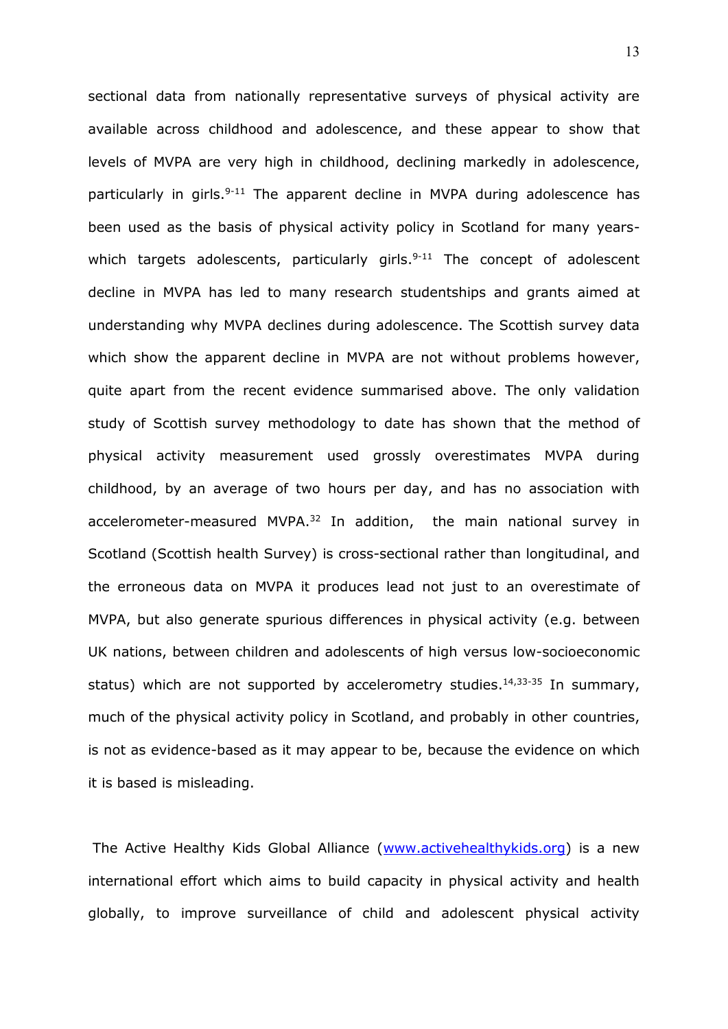sectional data from nationally representative surveys of physical activity are available across childhood and adolescence, and these appear to show that levels of MVPA are very high in childhood, declining markedly in adolescence, particularly in girls.[9-11] The apparent decline in MVPA during adolescence has been used as the basis of physical activity policy in Scotland for many years- which targets adolescents, particularly girls.[9-11] The concept of adolescent decline in MVPA has led to many research studentships and grants aimed at understanding why MVPA declines during adolescence. The Scottish survey data which show the apparent decline in MVPA are not without problems however, quite apart from the recent evidence summarised above. The only validation study of Scottish survey methodology to date has shown that the method of physical activity measurement used grossly overestimates MVPA during childhood, by an average of two hours per day, and has no association with accelerometer-measured MVPA.[32] In addition, the main national survey in Scotland (Scottish health Survey) is cross-sectional rather than longitudinal, and the erroneous data on MVPA it produces lead not just to an overestimate of MVPA, but also generate spurious differences in physical activity (e.g. between UK nations, between children and adolescents of high versus low-socioeconomic status) which are not supported by accelerometry studies.[14,33-35] In summary, much of the physical activity policy in Scotland, and probably in other countries, is not as evidence-based as it may appear to be, because the evidence on which it is based is misleading.

The Active Healthy Kids Global Alliance (www.activehealthykids.org) is a new international effort which aims to build capacity in physical activity and health globally, to improve surveillance of child and adolescent physical activity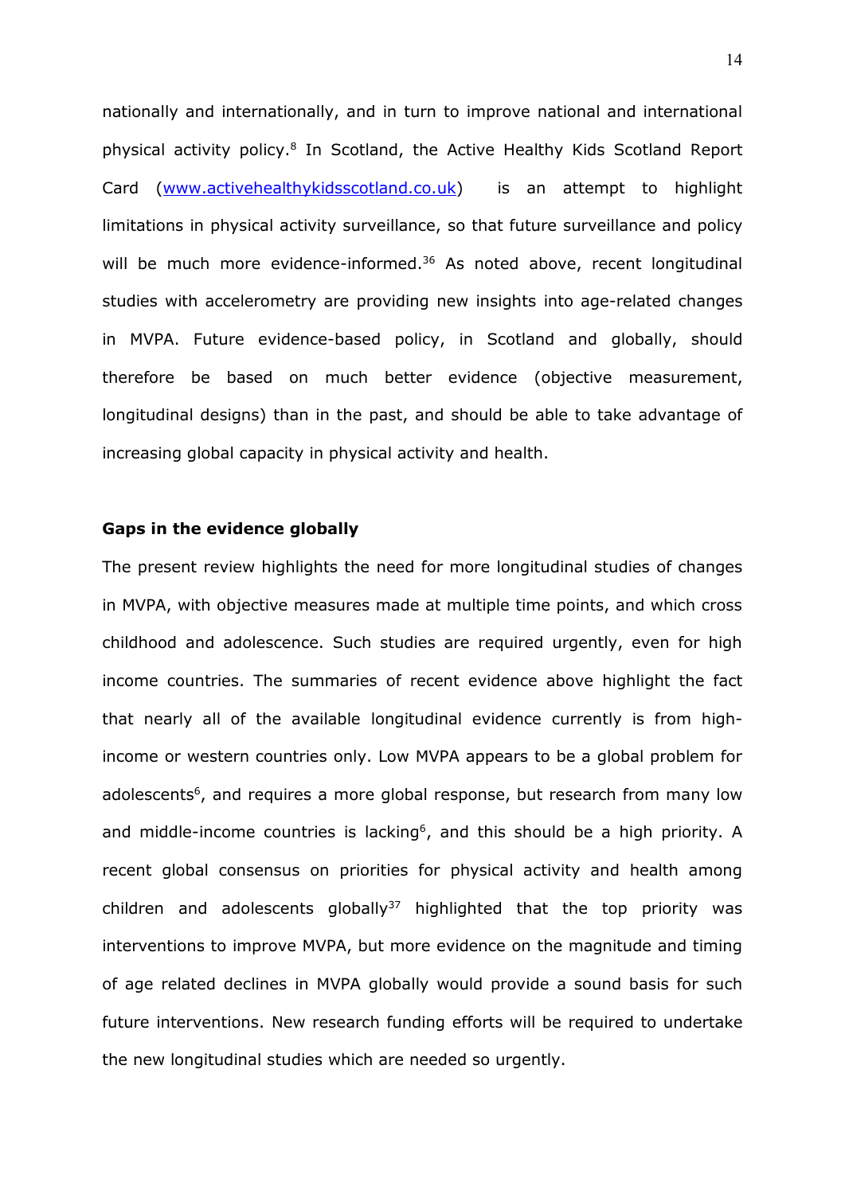nationally and internationally, and in turn to improve national and international physical activity policy.[8] In Scotland, the Active Healthy Kids Scotland Report Card (www.activehealthykidsscotland.co.uk) is an attempt to highlight limitations in physical activity surveillance, so that future surveillance and policy will be much more evidence-informed.[36] As noted above, recent longitudinal studies with accelerometry are providing new insights into age-related changes in MVPA. Future evidence-based policy, in Scotland and globally, should therefore be based on much better evidence (objective measurement, longitudinal designs) than in the past, and should be able to take advantage of increasing global capacity in physical activity and health.

**Gaps in the evidence globally**

The present review highlights the need for more longitudinal studies of changes in MVPA, with objective measures made at multiple time points, and which cross childhood and adolescence. Such studies are required urgently, even for high income countries. The summaries of recent evidence above highlight the fact that nearly all of the available longitudinal evidence currently is from high-income or western countries only. Low MVPA appears to be a global problem for adolescents[6], and requires a more global response, but research from many low and middle-income countries is lacking[6], and this should be a high priority. A recent global consensus on priorities for physical activity and health among children and adolescents globally[37] highlighted that the top priority was interventions to improve MVPA, but more evidence on the magnitude and timing of age related declines in MVPA globally would provide a sound basis for such future interventions. New research funding efforts will be required to undertake the new longitudinal studies which are needed so urgently.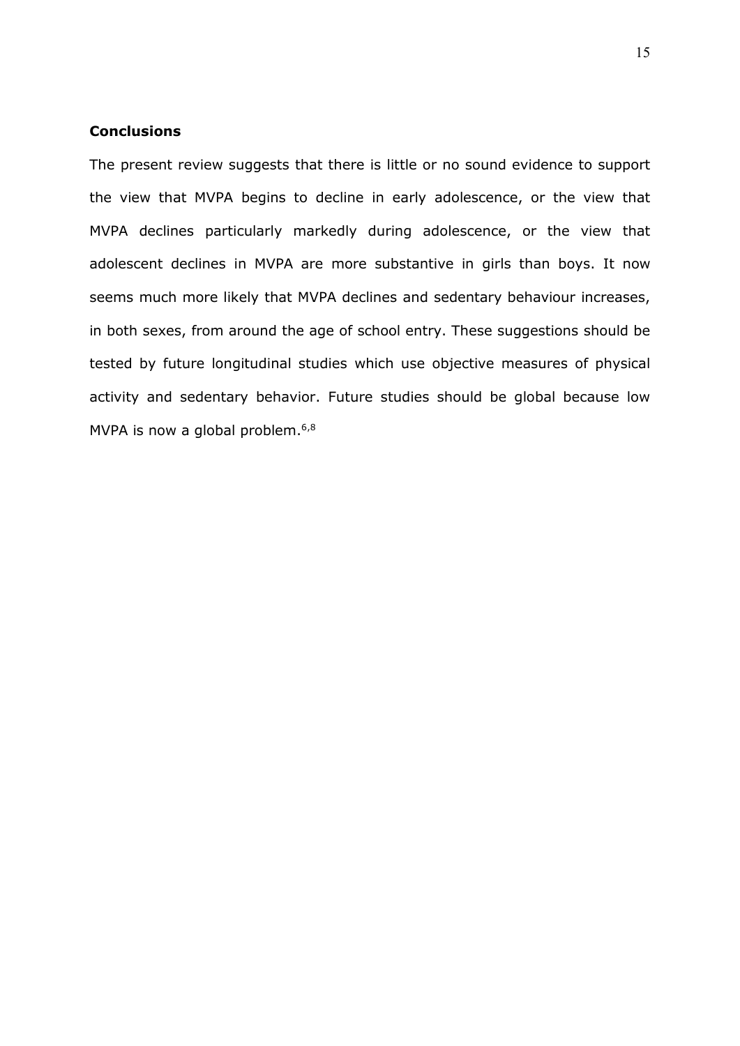## Conclusions

The present review suggests that there is little or no sound evidence to support the view that MVPA begins to decline in early adolescence, or the view that MVPA declines particularly markedly during adolescence, or the view that adolescent declines in MVPA are more substantive in girls than boys. It now seems much more likely that MVPA declines and sedentary behaviour increases, in both sexes, from around the age of school entry. These suggestions should be tested by future longitudinal studies which use objective measures of physical activity and sedentary behavior. Future studies should be global because low MVPA is now a global problem.[6,8]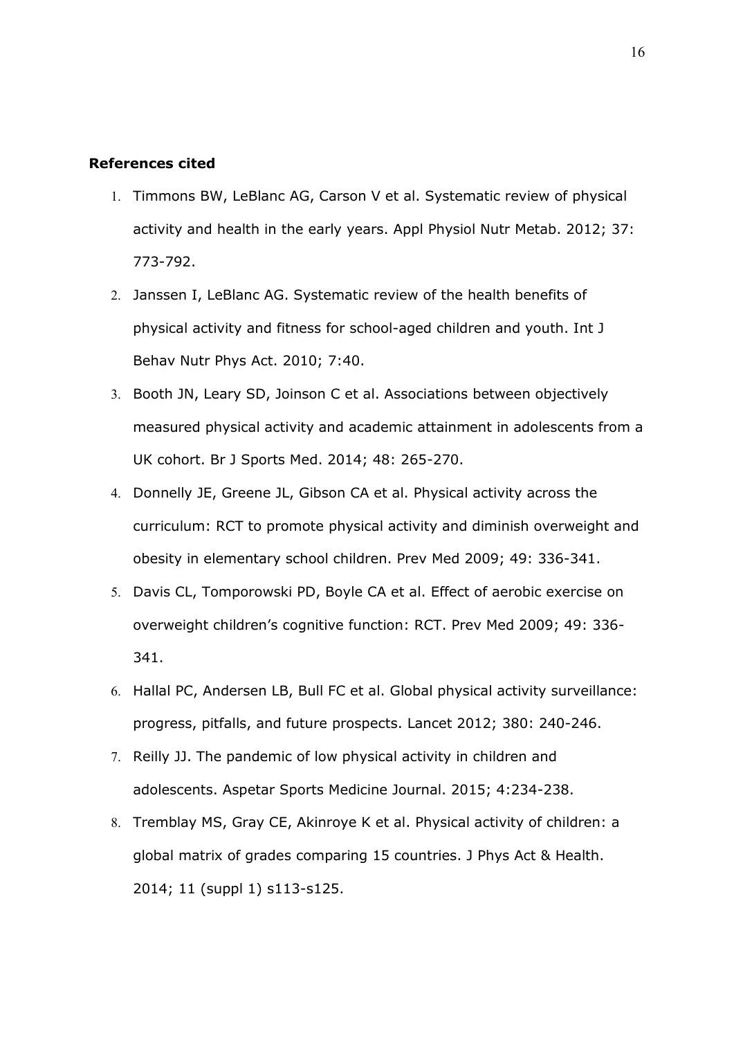**References cited**

1. Timmons BW, LeBlanc AG, Carson V et al. Systematic review of physical activity and health in the early years. Appl Physiol Nutr Metab. 2012; 37: 773-792.
2. Janssen I, LeBlanc AG. Systematic review of the health benefits of physical activity and fitness for school-aged children and youth. Int J Behav Nutr Phys Act. 2010; 7:40.
3. Booth JN, Leary SD, Joinson C et al. Associations between objectively measured physical activity and academic attainment in adolescents from a UK cohort. Br J Sports Med. 2014; 48: 265-270.
4. Donnelly JE, Greene JL, Gibson CA et al. Physical activity across the curriculum: RCT to promote physical activity and diminish overweight and obesity in elementary school children. Prev Med 2009; 49: 336-341.
5. Davis CL, Tomporowski PD, Boyle CA et al. Effect of aerobic exercise on overweight children's cognitive function: RCT. Prev Med 2009; 49: 336-341.
6. Hallal PC, Andersen LB, Bull FC et al. Global physical activity surveillance: progress, pitfalls, and future prospects. Lancet 2012; 380: 240-246.
7. Reilly JJ. The pandemic of low physical activity in children and adolescents. Aspetar Sports Medicine Journal. 2015; 4:234-238.
8. Tremblay MS, Gray CE, Akinroye K et al. Physical activity of children: a global matrix of grades comparing 15 countries. J Phys Act & Health. 2014; 11 (suppl 1) s113-s125.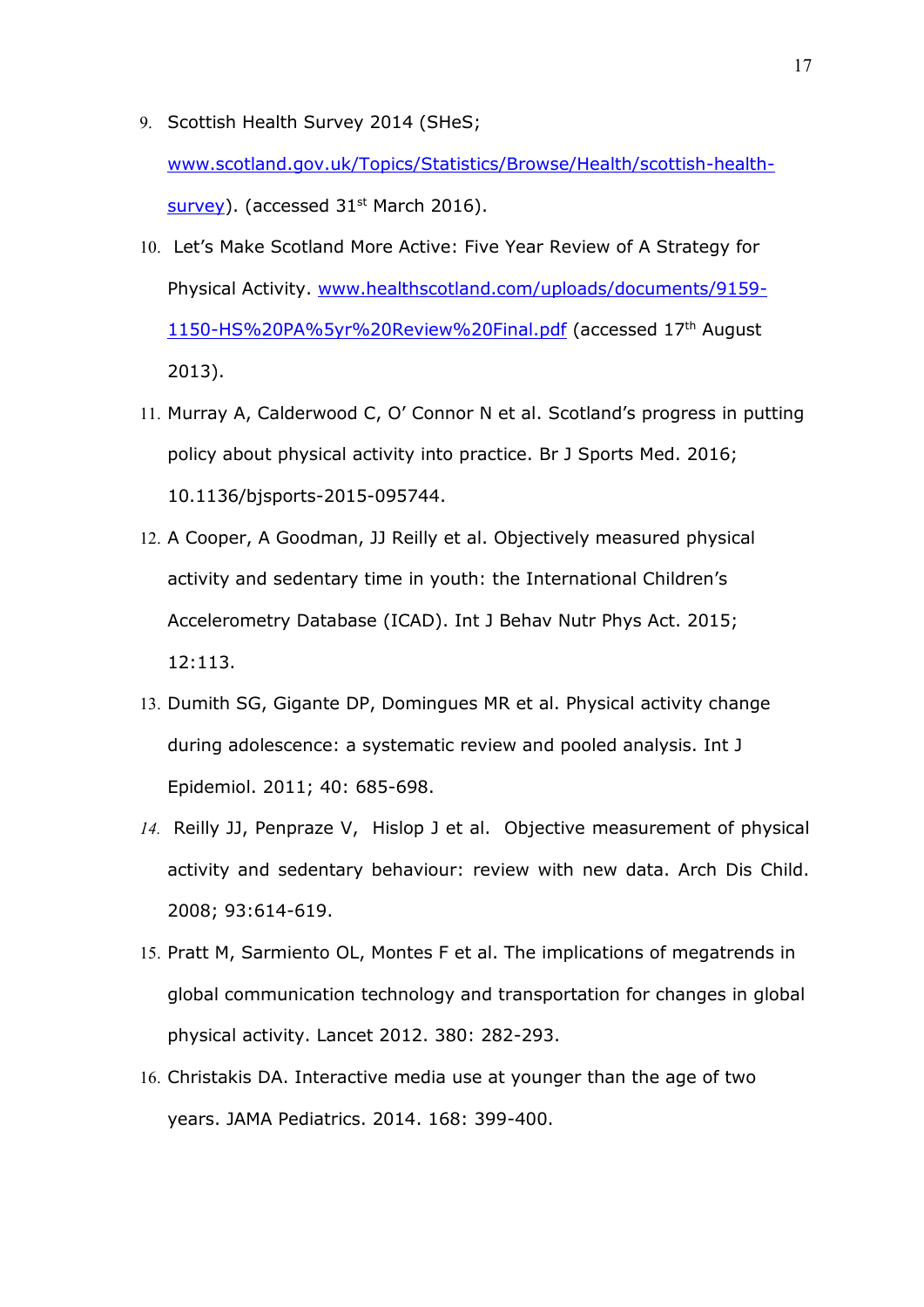9. Scottish Health Survey 2014 (SHeS; www.scotland.gov.uk/Topics/Statistics/Browse/Health/scottish-health-survey). (accessed 31st March 2016).
10. Let's Make Scotland More Active: Five Year Review of A Strategy for Physical Activity. www.healthscotland.com/uploads/documents/9159-1150-HS%20PA%5yr%20Review%20Final.pdf (accessed 17th August 2013).
11. Murray A, Calderwood C, O' Connor N et al. Scotland's progress in putting policy about physical activity into practice. Br J Sports Med. 2016; 10.1136/bjsports-2015-095744.
12. A Cooper, A Goodman, JJ Reilly et al. Objectively measured physical activity and sedentary time in youth: the International Children's Accelerometry Database (ICAD). Int J Behav Nutr Phys Act. 2015; 12:113.
13. Dumith SG, Gigante DP, Domingues MR et al. Physical activity change during adolescence: a systematic review and pooled analysis. Int J Epidemiol. 2011; 40: 685-698.
14. Reilly JJ, Penpraze V, Hislop J et al. Objective measurement of physical activity and sedentary behaviour: review with new data. Arch Dis Child. 2008; 93:614-619.
15. Pratt M, Sarmiento OL, Montes F et al. The implications of megatrends in global communication technology and transportation for changes in global physical activity. Lancet 2012. 380: 282-293.
16. Christakis DA. Interactive media use at younger than the age of two years. JAMA Pediatrics. 2014. 168: 399-400.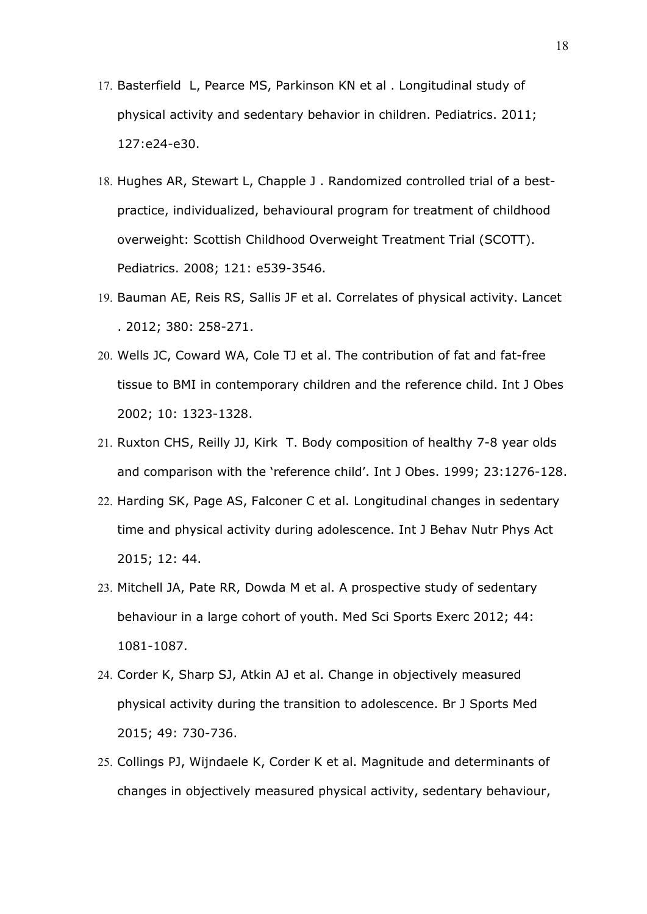17. Basterfield L, Pearce MS, Parkinson KN et al . Longitudinal study of physical activity and sedentary behavior in children. Pediatrics. 2011; 127:e24-e30.
18. Hughes AR, Stewart L, Chapple J . Randomized controlled trial of a best-practice, individualized, behavioural program for treatment of childhood overweight: Scottish Childhood Overweight Treatment Trial (SCOTT). Pediatrics. 2008; 121: e539-3546.
19. Bauman AE, Reis RS, Sallis JF et al. Correlates of physical activity. Lancet . 2012; 380: 258-271.
20. Wells JC, Coward WA, Cole TJ et al. The contribution of fat and fat-free tissue to BMI in contemporary children and the reference child. Int J Obes 2002; 10: 1323-1328.
21. Ruxton CHS, Reilly JJ, Kirk T. Body composition of healthy 7-8 year olds and comparison with the 'reference child'. Int J Obes. 1999; 23:1276-128.
22. Harding SK, Page AS, Falconer C et al. Longitudinal changes in sedentary time and physical activity during adolescence. Int J Behav Nutr Phys Act 2015; 12: 44.
23. Mitchell JA, Pate RR, Dowda M et al. A prospective study of sedentary behaviour in a large cohort of youth. Med Sci Sports Exerc 2012; 44: 1081-1087.
24. Corder K, Sharp SJ, Atkin AJ et al. Change in objectively measured physical activity during the transition to adolescence. Br J Sports Med 2015; 49: 730-736.
25. Collings PJ, Wijndaele K, Corder K et al. Magnitude and determinants of changes in objectively measured physical activity, sedentary behaviour,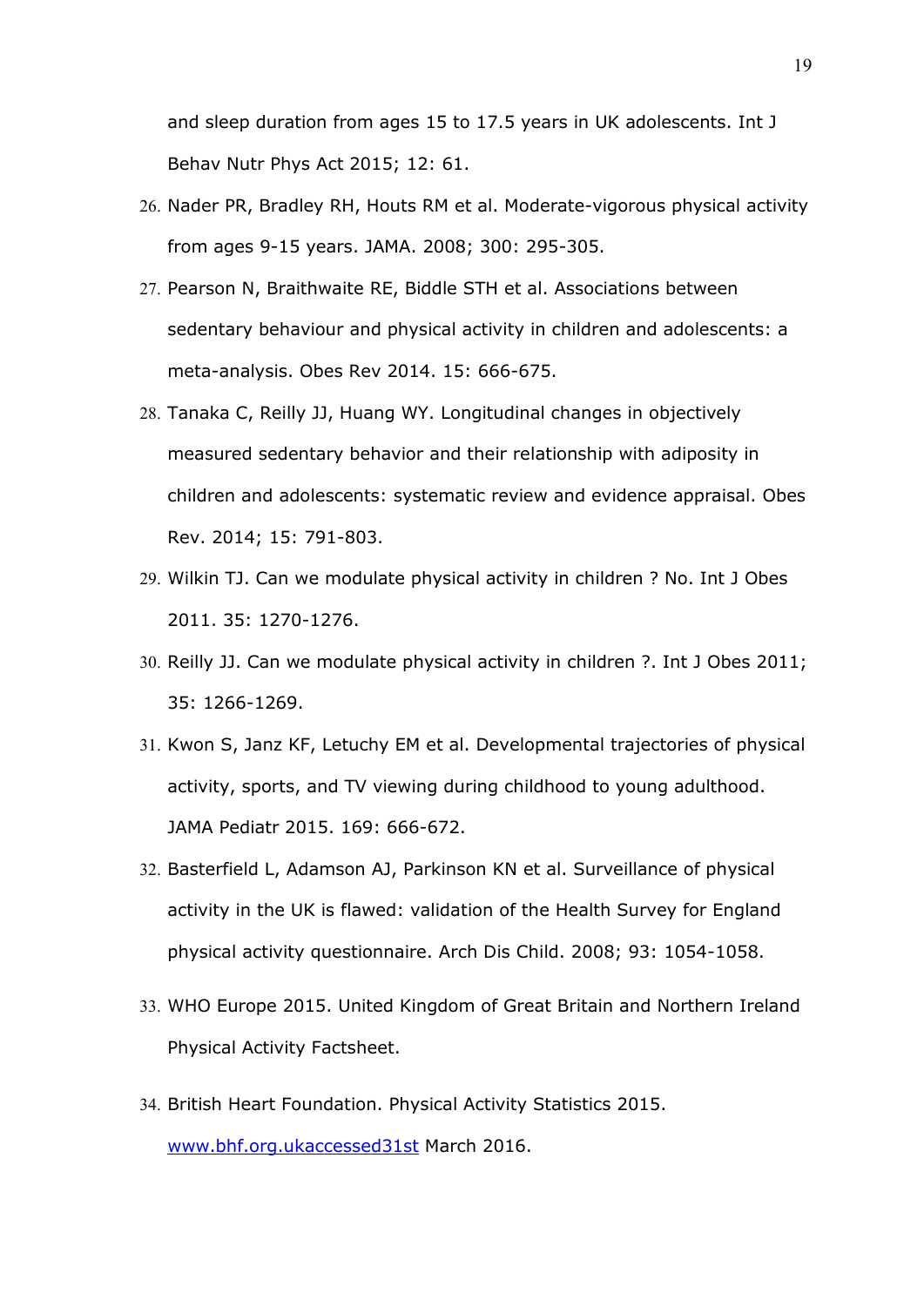and sleep duration from ages 15 to 17.5 years in UK adolescents. Int J Behav Nutr Phys Act 2015; 12: 61.

26. Nader PR, Bradley RH, Houts RM et al. Moderate-vigorous physical activity from ages 9-15 years. JAMA. 2008; 300: 295-305.
27. Pearson N, Braithwaite RE, Biddle STH et al. Associations between sedentary behaviour and physical activity in children and adolescents: a meta-analysis. Obes Rev 2014. 15: 666-675.
28. Tanaka C, Reilly JJ, Huang WY. Longitudinal changes in objectively measured sedentary behavior and their relationship with adiposity in children and adolescents: systematic review and evidence appraisal. Obes Rev. 2014; 15: 791-803.
29. Wilkin TJ. Can we modulate physical activity in children ? No. Int J Obes 2011. 35: 1270-1276.
30. Reilly JJ. Can we modulate physical activity in children ?. Int J Obes 2011; 35: 1266-1269.
31. Kwon S, Janz KF, Letuchy EM et al. Developmental trajectories of physical activity, sports, and TV viewing during childhood to young adulthood. JAMA Pediatr 2015. 169: 666-672.
32. Basterfield L, Adamson AJ, Parkinson KN et al. Surveillance of physical activity in the UK is flawed: validation of the Health Survey for England physical activity questionnaire. Arch Dis Child. 2008; 93: 1054-1058.
33. WHO Europe 2015. United Kingdom of Great Britain and Northern Ireland Physical Activity Factsheet.
34. British Heart Foundation. Physical Activity Statistics 2015. www.bhf.org.ukaccessed31st March 2016.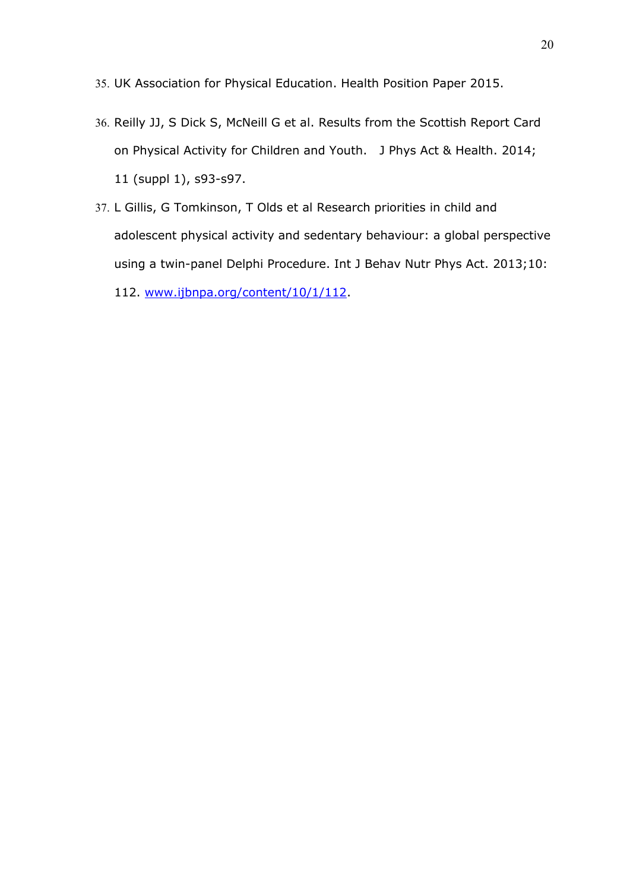35. UK Association for Physical Education. Health Position Paper 2015.

36. Reilly JJ, S Dick S, McNeill G et al. Results from the Scottish Report Card on Physical Activity for Children and Youth. J Phys Act & Health. 2014; 11 (suppl 1), s93-s97.

37. L Gillis, G Tomkinson, T Olds et al Research priorities in child and adolescent physical activity and sedentary behaviour: a global perspective using a twin-panel Delphi Procedure. Int J Behav Nutr Phys Act. 2013;10: 112. www.ijbnpa.org/content/10/1/112.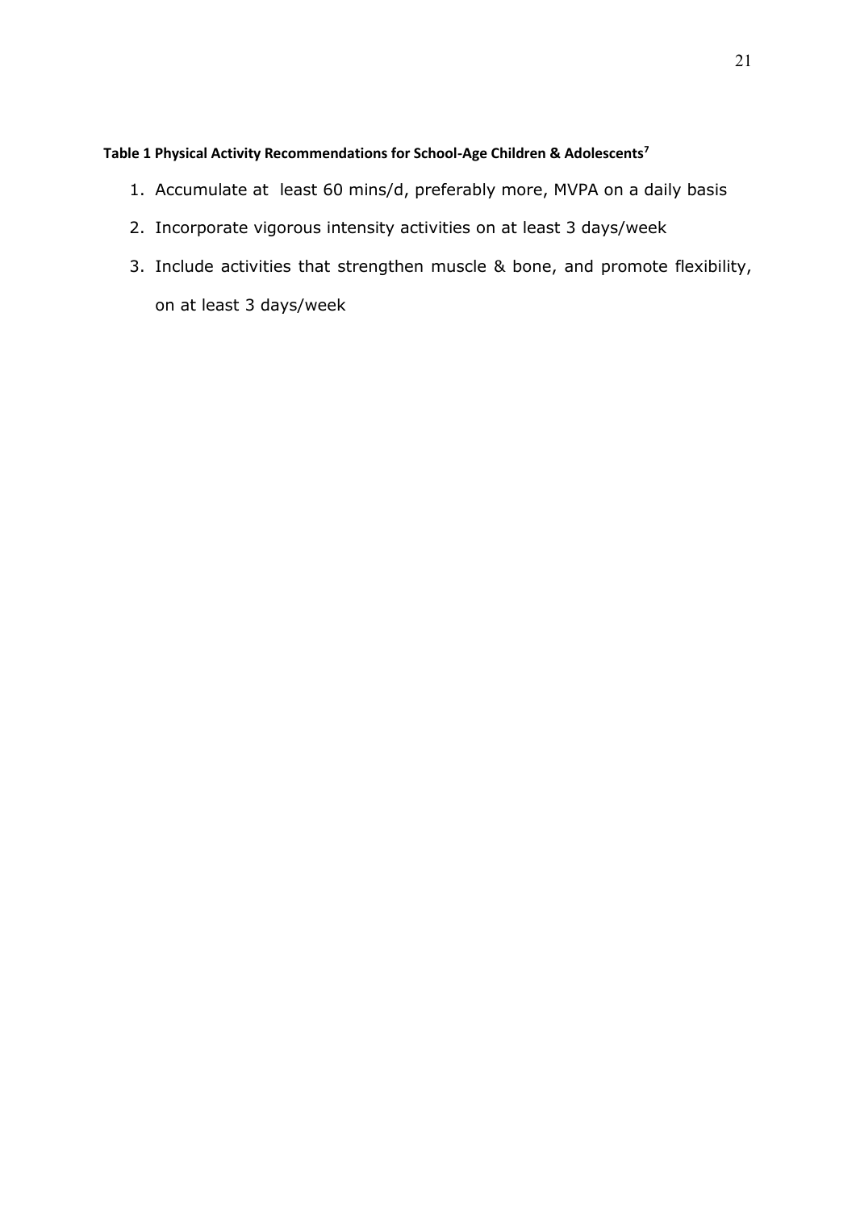**Table 1 Physical Activity Recommendations for School-Age Children & Adolescents[7]**

1. Accumulate at least 60 mins/d, preferably more, MVPA on a daily basis
2. Incorporate vigorous intensity activities on at least 3 days/week
3. Include activities that strengthen muscle & bone, and promote flexibility, on at least 3 days/week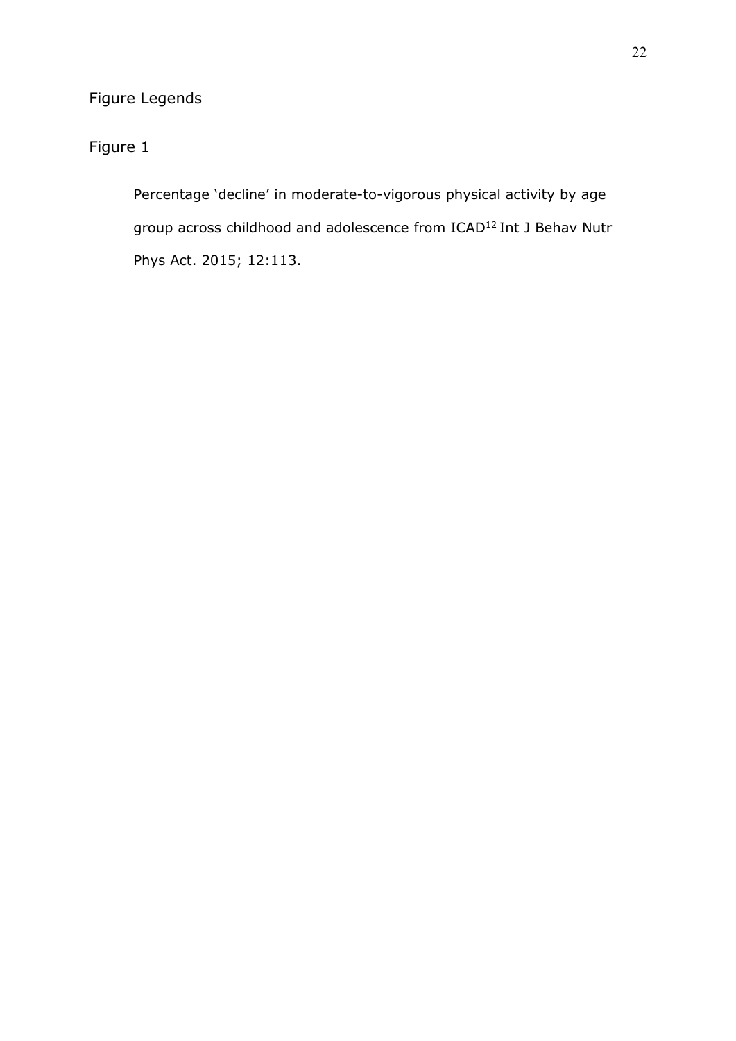# Figure Legends

## Figure 1

Percentage 'decline' in moderate-to-vigorous physical activity by age group across childhood and adolescence from ICAD[12] Int J Behav Nutr Phys Act. 2015; 12:113.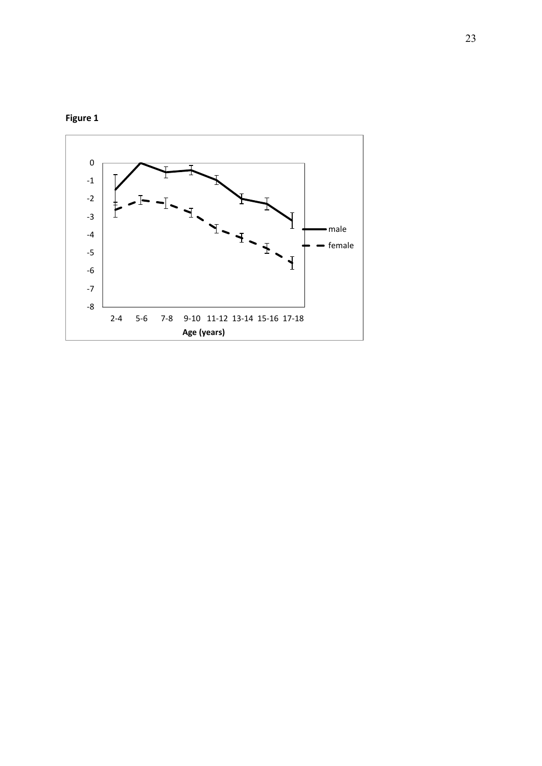**Figure 1**

0
-1
-2
-3
-4
-5
-6
-7
-8

2-4 5-6 7-8 9-10 11-12 13-14 15-16 17-18

**Age (years)**

male
female